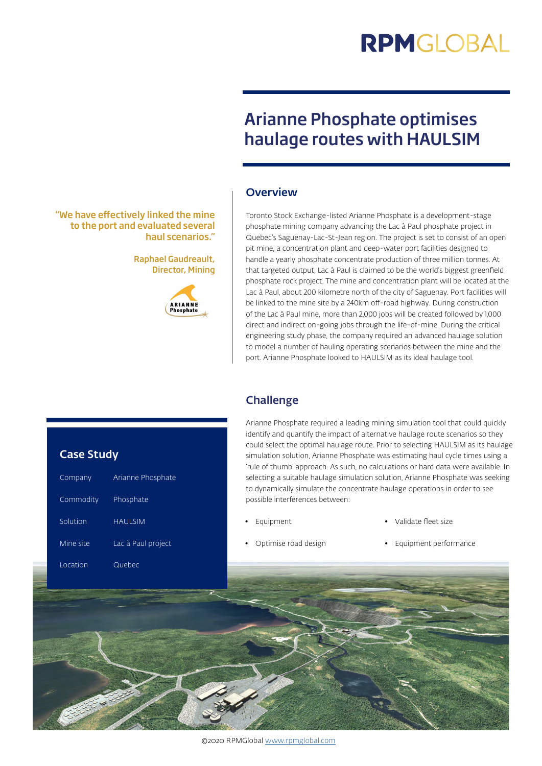# Arianne Phosphate optimises haulage routes with HAULSIM

> "We have effectively linked the mine to the port and evaluated several haul scenarios."
>
> Raphael Gaudreault, Director, Mining

## Overview

Toronto Stock Exchange-listed Arianne Phosphate is a development-stage phosphate mining company advancing the Lac à Paul phosphate project in Quebec's Saguenay-Lac-St-Jean region. The project is set to consist of an open pit mine, a concentration plant and deep-water port facilities designed to handle a yearly phosphate concentrate production of three million tonnes. At that targeted output, Lac à Paul is claimed to be the world's biggest greenfield phosphate rock project. The mine and concentration plant will be located at the Lac à Paul, about 200 kilometre north of the city of Saguenay. Port facilities will be linked to the mine site by a 240km off-road highway. During construction of the Lac à Paul mine, more than 2,000 jobs will be created followed by 1,000 direct and indirect on-going jobs through the life-of-mine. During the critical engineering study phase, the company required an advanced haulage solution to model a number of hauling operating scenarios between the mine and the port. Arianne Phosphate looked to HAULSIM as its ideal haulage tool.

## Case Study

| | |
|---|---|
| Company | Arianne Phosphate |
| Commodity | Phosphate |
| Solution | HAULSIM |
| Mine site | Lac à Paul project |
| Location | Quebec |

## Challenge

Arianne Phosphate required a leading mining simulation tool that could quickly identify and quantify the impact of alternative haulage route scenarios so they could select the optimal haulage route. Prior to selecting HAULSIM as its haulage simulation solution, Arianne Phosphate was estimating haul cycle times using a 'rule of thumb' approach. As such, no calculations or hard data were available. In selecting a suitable haulage simulation solution, Arianne Phosphate was seeking to dynamically simulate the concentrate haulage operations in order to see possible interferences between:

- Equipment
- Optimise road design
- Validate fleet size
- Equipment performance

©2020 RPMGlobal www.rpmglobal.com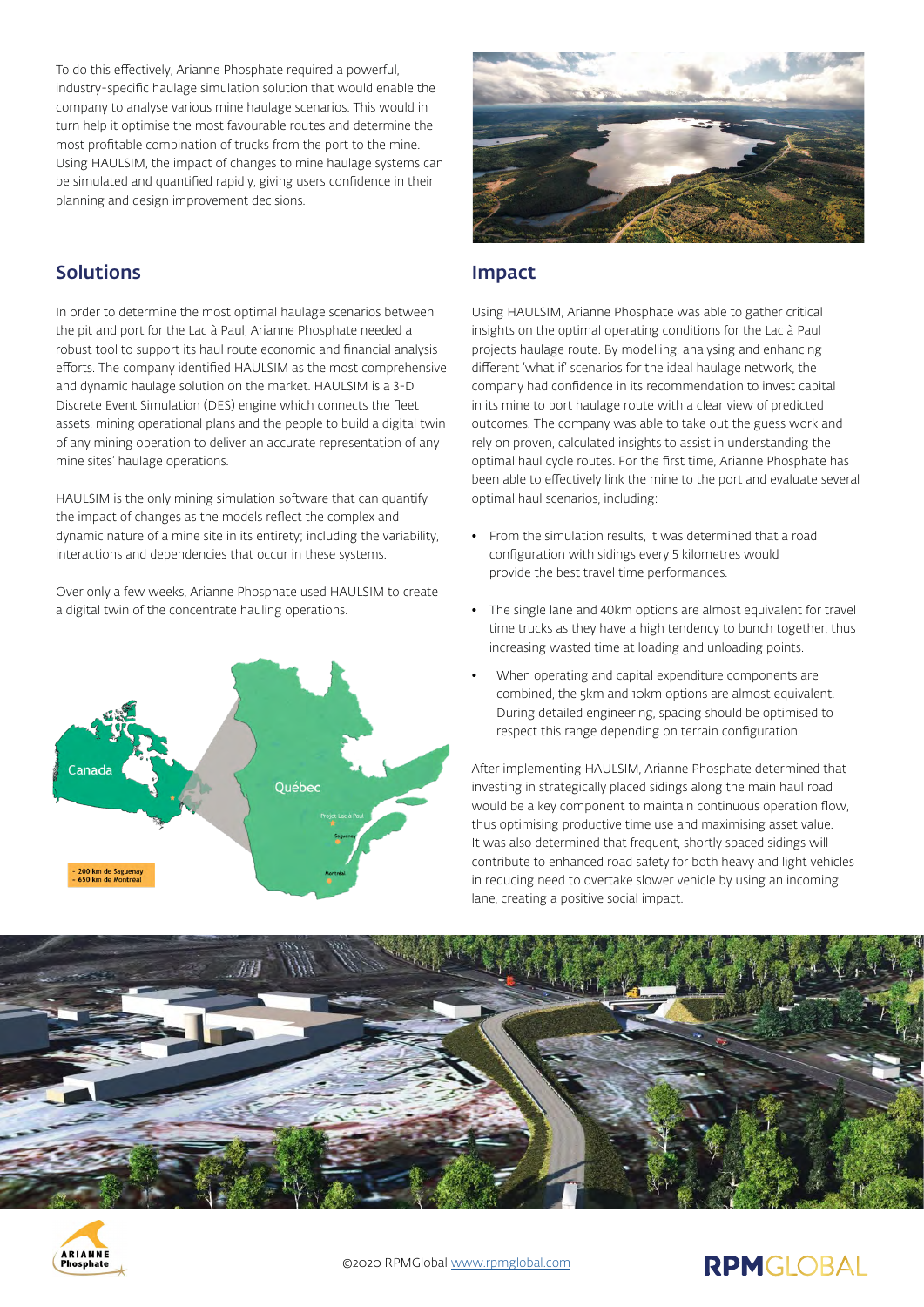To do this effectively, Arianne Phosphate required a powerful, industry-specific haulage simulation solution that would enable the company to analyse various mine haulage scenarios. This would in turn help it optimise the most favourable routes and determine the most profitable combination of trucks from the port to the mine. Using HAULSIM, the impact of changes to mine haulage systems can be simulated and quantified rapidly, giving users confidence in their planning and design improvement decisions.

## Solutions

In order to determine the most optimal haulage scenarios between the pit and port for the Lac à Paul, Arianne Phosphate needed a robust tool to support its haul route economic and financial analysis efforts. The company identified HAULSIM as the most comprehensive and dynamic haulage solution on the market. HAULSIM is a 3-D Discrete Event Simulation (DES) engine which connects the fleet assets, mining operational plans and the people to build a digital twin of any mining operation to deliver an accurate representation of any mine sites' haulage operations.

HAULSIM is the only mining simulation software that can quantify the impact of changes as the models reflect the complex and dynamic nature of a mine site in its entirety; including the variability, interactions and dependencies that occur in these systems.

Over only a few weeks, Arianne Phosphate used HAULSIM to create a digital twin of the concentrate hauling operations.

Canada

Québec

Projet Lac à Paul

Saguenay

Montréal

- 200 km de Saguenay
- 650 km de Montréal

## Impact

Using HAULSIM, Arianne Phosphate was able to gather critical insights on the optimal operating conditions for the Lac à Paul projects haulage route. By modelling, analysing and enhancing different 'what if' scenarios for the ideal haulage network, the company had confidence in its recommendation to invest capital in its mine to port haulage route with a clear view of predicted outcomes. The company was able to take out the guess work and rely on proven, calculated insights to assist in understanding the optimal haul cycle routes. For the first time, Arianne Phosphate has been able to effectively link the mine to the port and evaluate several optimal haul scenarios, including:

- From the simulation results, it was determined that a road configuration with sidings every 5 kilometres would provide the best travel time performances.
- The single lane and 40km options are almost equivalent for travel time trucks as they have a high tendency to bunch together, thus increasing wasted time at loading and unloading points.
- When operating and capital expenditure components are combined, the 5km and 10km options are almost equivalent. During detailed engineering, spacing should be optimised to respect this range depending on terrain configuration.

After implementing HAULSIM, Arianne Phosphate determined that investing in strategically placed sidings along the main haul road would be a key component to maintain continuous operation flow, thus optimising productive time use and maximising asset value. It was also determined that frequent, shortly spaced sidings will contribute to enhanced road safety for both heavy and light vehicles in reducing need to overtake slower vehicle by using an incoming lane, creating a positive social impact.

©2020 RPMGlobal www.rpmglobal.com